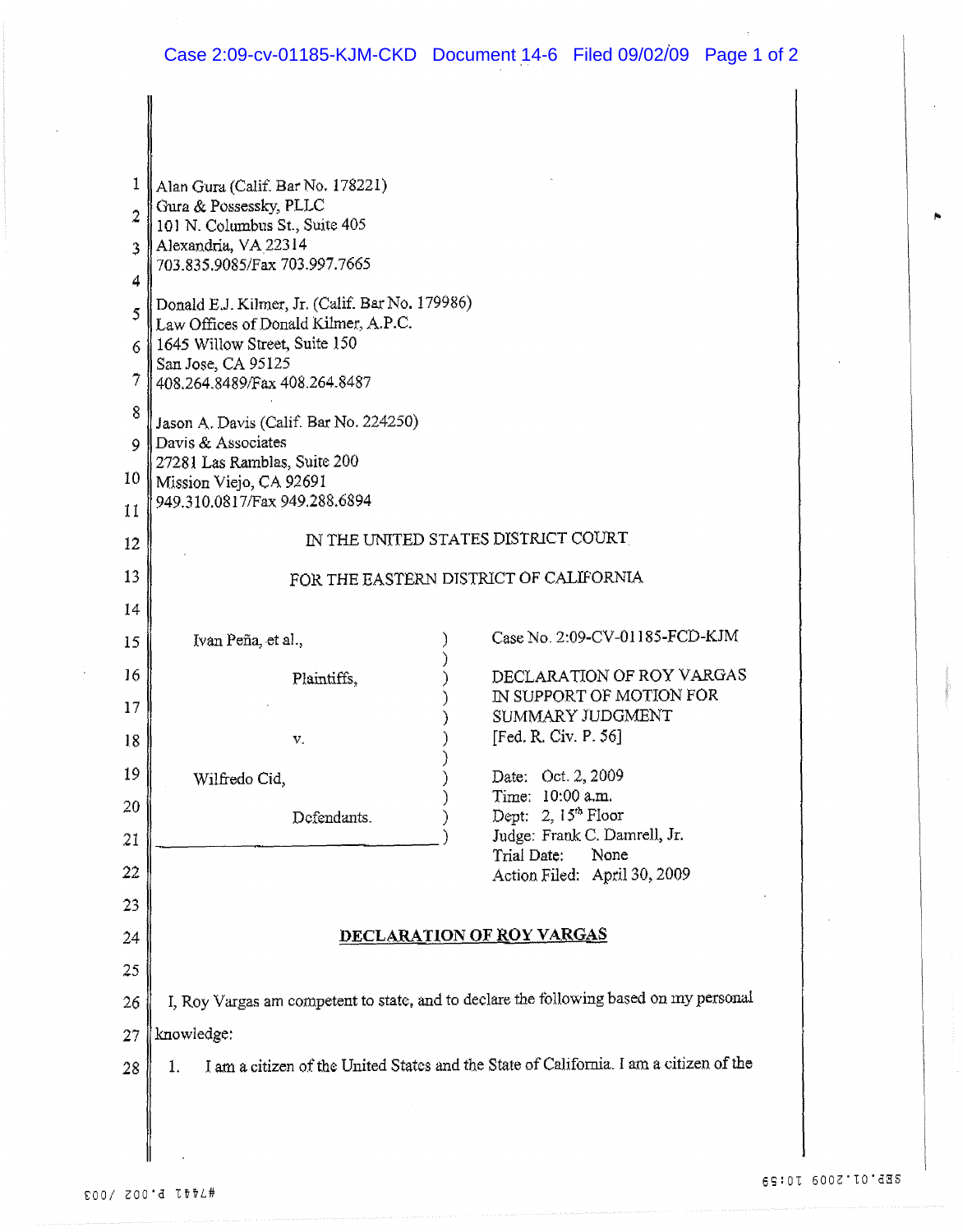Alan Gura (Calif. Bar No. 178221)
Gura & Possessky, PLLC
101 N. Columbus St., Suite 405
Alexandria, VA 22314
703.835.9085/Fax 703.997.7665

Donald E.J. Kilmer, Jr. (Calif. Bar No. 179986)
Law Offices of Donald Kilmer, A.P.C.
1645 Willow Street, Suite 150
San Jose, CA 95125
408.264.8489/Fax 408.264.8487

Jason A. Davis (Calif. Bar No. 224250)
Davis & Associates
27281 Las Ramblas, Suite 200
Mission Viejo, CA 92691
949.310.0817/Fax 949.288.6894

IN THE UNITED STATES DISTRICT COURT

FOR THE EASTERN DISTRICT OF CALIFORNIA

| | |
|---|---|
| Ivan Peña, et al., | Case No. 2:09-CV-01185-FCD-KJM |
| Plaintiffs, | DECLARATION OF ROY VARGAS IN SUPPORT OF MOTION FOR SUMMARY JUDGMENT [Fed. R. Civ. P. 56] |
| v. | |
| Wilfredo Cid, | Date: Oct. 2, 2009<br>Time: 10:00 a.m.<br>Dept: 2, 15th Floor<br>Judge: Frank C. Damrell, Jr.<br>Trial Date: None<br>Action Filed: April 30, 2009 |
| Defendants. | |

**DECLARATION OF ROY VARGAS**

I, Roy Vargas am competent to state, and to declare the following based on my personal knowledge:

1. I am a citizen of the United States and the State of California. I am a citizen of the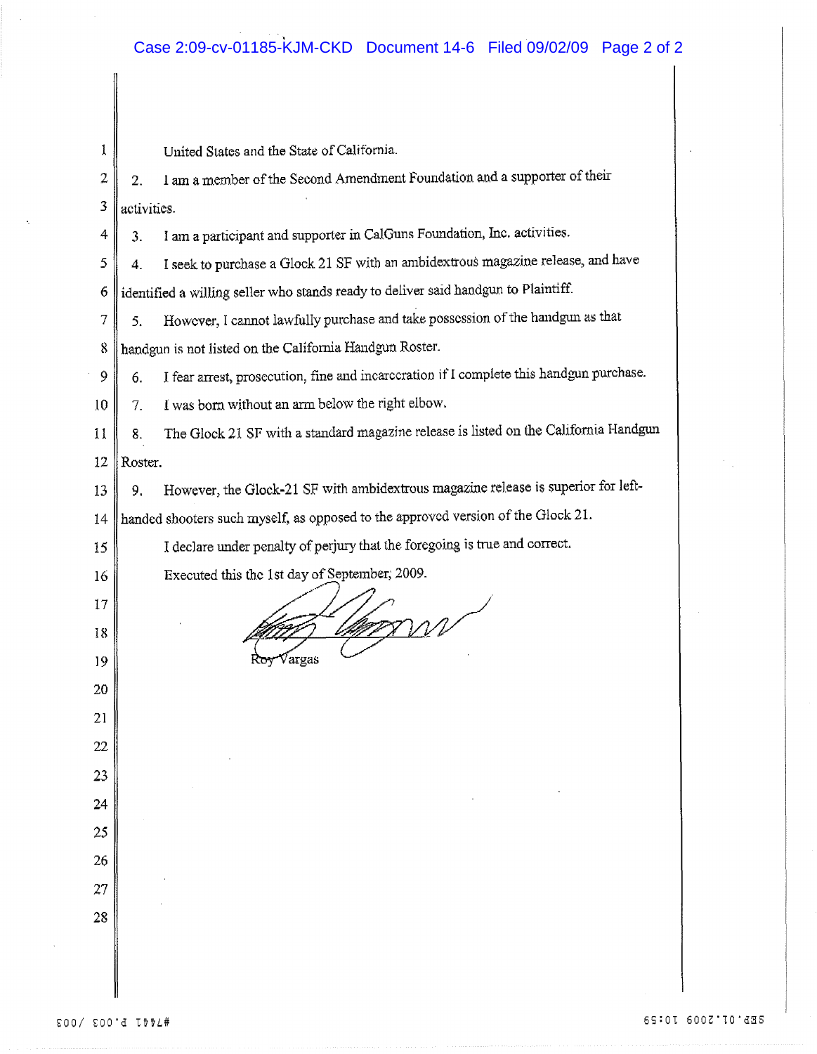United States and the State of California.

2. I am a member of the Second Amendment Foundation and a supporter of their activities.

3. I am a participant and supporter in CalGuns Foundation, Inc. activities.

4. I seek to purchase a Glock 21 SF with an ambidextrous magazine release, and have identified a willing seller who stands ready to deliver said handgun to Plaintiff.

5. However, I cannot lawfully purchase and take possession of the handgun as that handgun is not listed on the California Handgun Roster.

6. I fear arrest, prosecution, fine and incarceration if I complete this handgun purchase.

7. I was born without an arm below the right elbow.

8. The Glock 21 SF with a standard magazine release is listed on the California Handgun Roster.

9. However, the Glock-21 SF with ambidextrous magazine release is superior for left-handed shooters such myself, as opposed to the approved version of the Glock 21.

I declare under penalty of perjury that the foregoing is true and correct.

Executed this the 1st day of September, 2009.

Roy Vargas